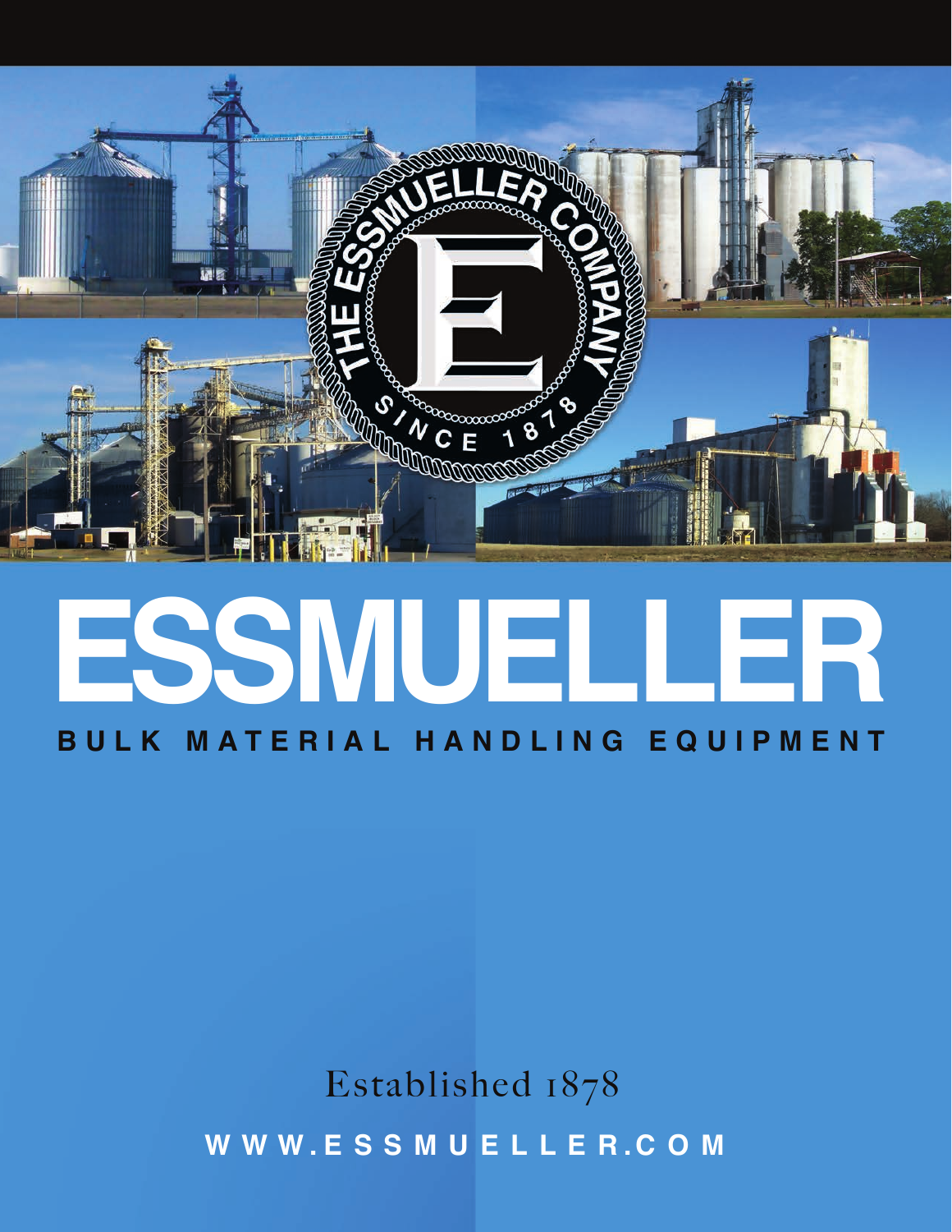# ESSMUELLER

## BULK MATERIAL HANDLING EQUIPMENT

Established 1878

WWW.ESSMUELLER.COM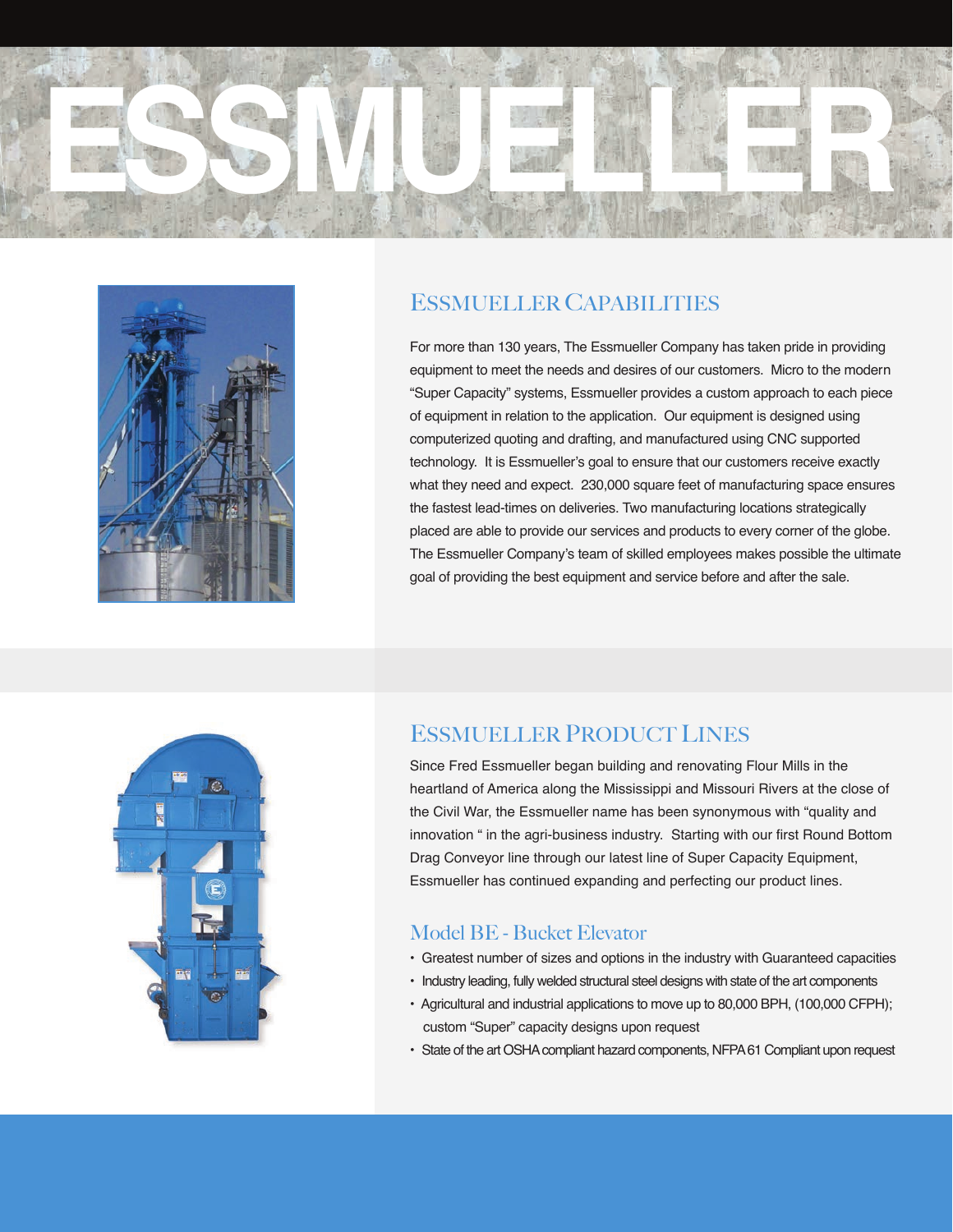# ESSMUELLER

## Essmueller Capabilities

For more than 130 years, The Essmueller Company has taken pride in providing equipment to meet the needs and desires of our customers. Micro to the modern “Super Capacity” systems, Essmueller provides a custom approach to each piece of equipment in relation to the application. Our equipment is designed using computerized quoting and drafting, and manufactured using CNC supported technology. It is Essmueller’s goal to ensure that our customers receive exactly what they need and expect. 230,000 square feet of manufacturing space ensures the fastest lead-times on deliveries. Two manufacturing locations strategically placed are able to provide our services and products to every corner of the globe. The Essmueller Company’s team of skilled employees makes possible the ultimate goal of providing the best equipment and service before and after the sale.

## Essmueller Product Lines

Since Fred Essmueller began building and renovating Flour Mills in the heartland of America along the Mississippi and Missouri Rivers at the close of the Civil War, the Essmueller name has been synonymous with “quality and innovation “ in the agri-business industry. Starting with our first Round Bottom Drag Conveyor line through our latest line of Super Capacity Equipment, Essmueller has continued expanding and perfecting our product lines.

### Model BE - Bucket Elevator

- Greatest number of sizes and options in the industry with Guaranteed capacities
- Industry leading, fully welded structural steel designs with state of the art components
- Agricultural and industrial applications to move up to 80,000 BPH, (100,000 CFPH); custom “Super” capacity designs upon request
- State of the art OSHA compliant hazard components, NFPA 61 Compliant upon request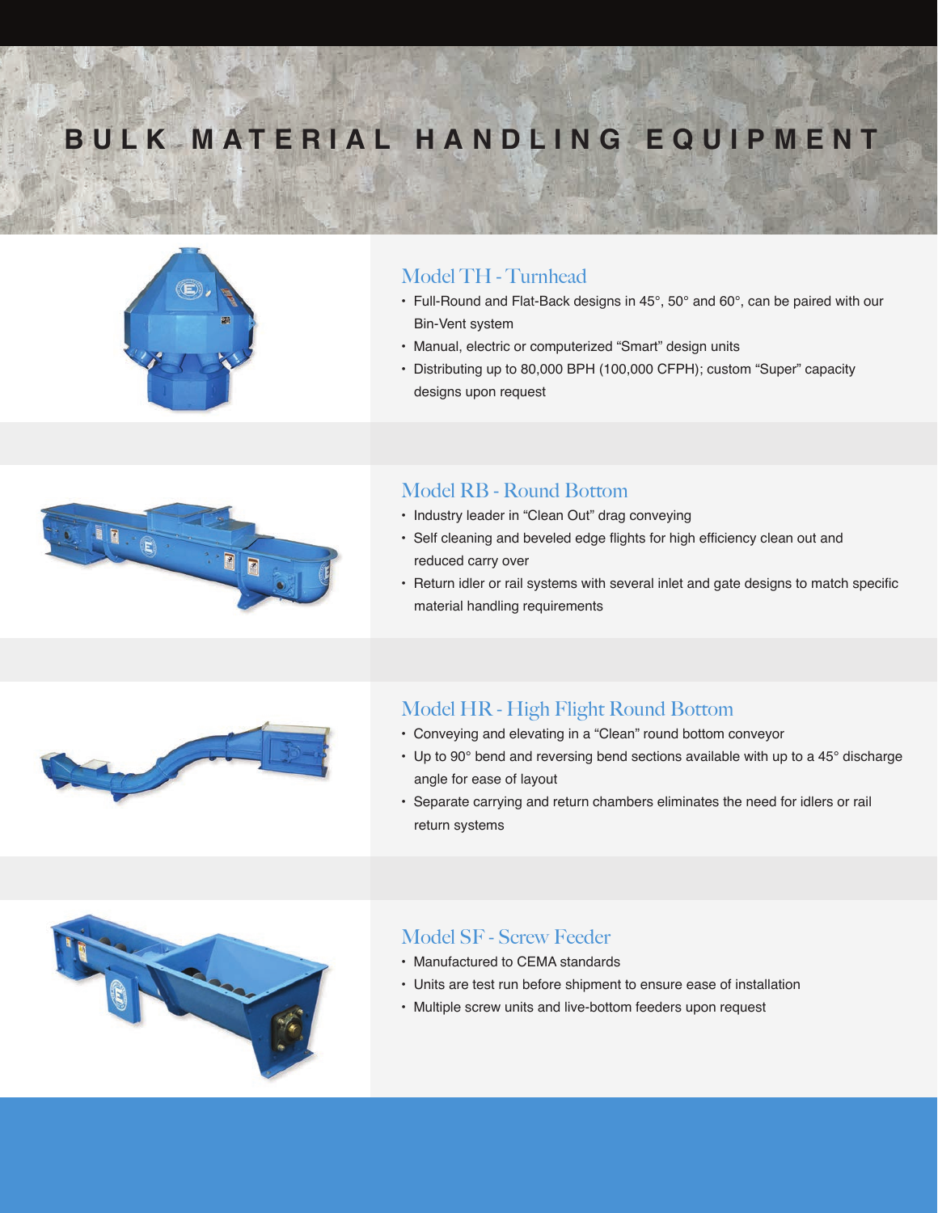# BULK MATERIAL HANDLING EQUIPMENT

## Model TH - Turnhead

- Full-Round and Flat-Back designs in 45°, 50° and 60°, can be paired with our Bin-Vent system
- Manual, electric or computerized “Smart” design units
- Distributing up to 80,000 BPH (100,000 CFPH); custom “Super” capacity designs upon request

## Model RB - Round Bottom

- Industry leader in “Clean Out” drag conveying
- Self cleaning and beveled edge flights for high efficiency clean out and reduced carry over
- Return idler or rail systems with several inlet and gate designs to match specific material handling requirements

## Model HR - High Flight Round Bottom

- Conveying and elevating in a “Clean” round bottom conveyor
- Up to 90° bend and reversing bend sections available with up to a 45° discharge angle for ease of layout
- Separate carrying and return chambers eliminates the need for idlers or rail return systems

## Model SF - Screw Feeder

- Manufactured to CEMA standards
- Units are test run before shipment to ensure ease of installation
- Multiple screw units and live-bottom feeders upon request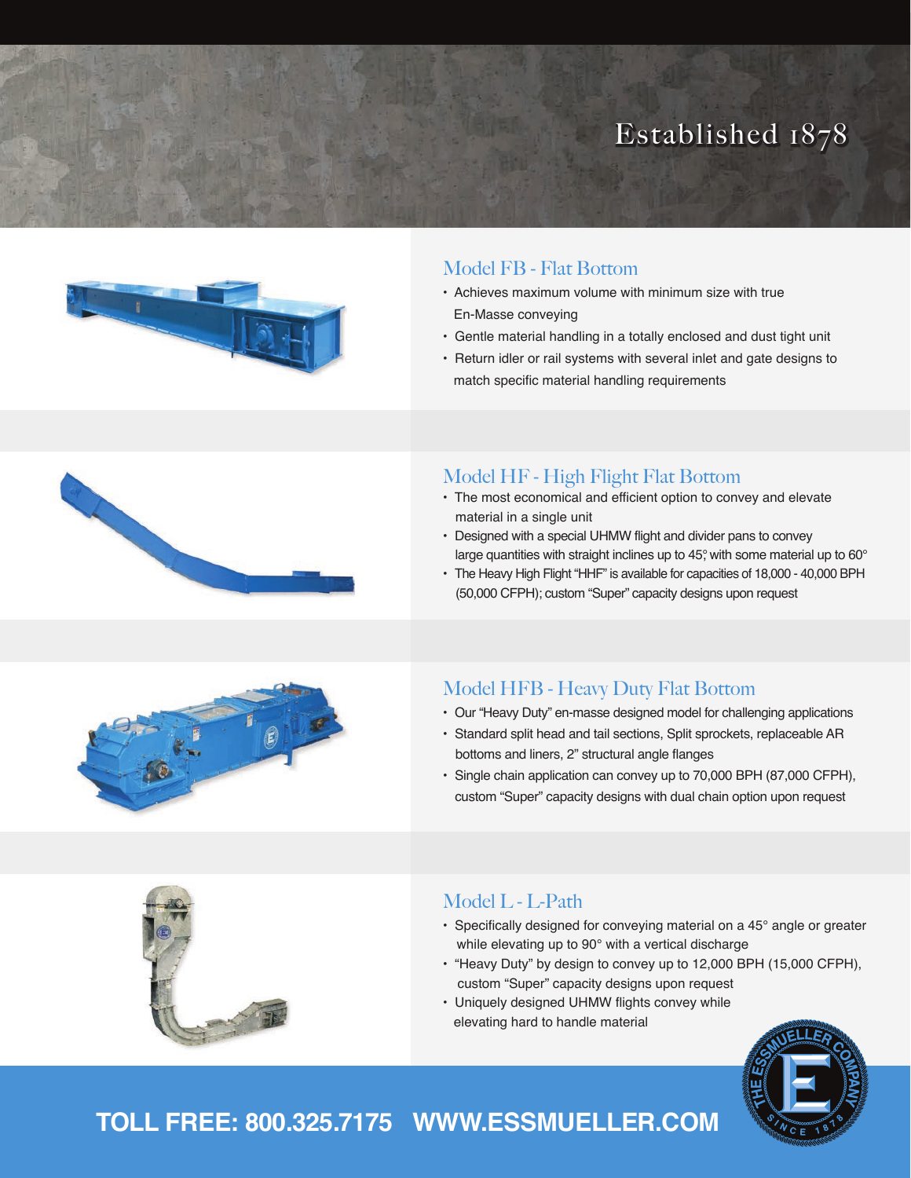Established 1878

## Model FB - Flat Bottom

- Achieves maximum volume with minimum size with true En-Masse conveying
- Gentle material handling in a totally enclosed and dust tight unit
- Return idler or rail systems with several inlet and gate designs to match specific material handling requirements

## Model HF - High Flight Flat Bottom

- The most economical and efficient option to convey and elevate material in a single unit
- Designed with a special UHMW flight and divider pans to convey large quantities with straight inclines up to 45°, with some material up to 60°
- The Heavy High Flight "HHF" is available for capacities of 18,000 - 40,000 BPH (50,000 CFPH); custom "Super" capacity designs upon request

## Model HFB - Heavy Duty Flat Bottom

- Our "Heavy Duty" en-masse designed model for challenging applications
- Standard split head and tail sections, Split sprockets, replaceable AR bottoms and liners, 2" structural angle flanges
- Single chain application can convey up to 70,000 BPH (87,000 CFPH), custom "Super" capacity designs with dual chain option upon request

## Model L - L-Path

- Specifically designed for conveying material on a 45° angle or greater while elevating up to 90° with a vertical discharge
- "Heavy Duty" by design to convey up to 12,000 BPH (15,000 CFPH), custom "Super" capacity designs upon request
- Uniquely designed UHMW flights convey while elevating hard to handle material

**TOLL FREE: 800.325.7175 WWW.ESSMUELLER.COM**

THE ESSMUELLER COMPANY SINCE 1878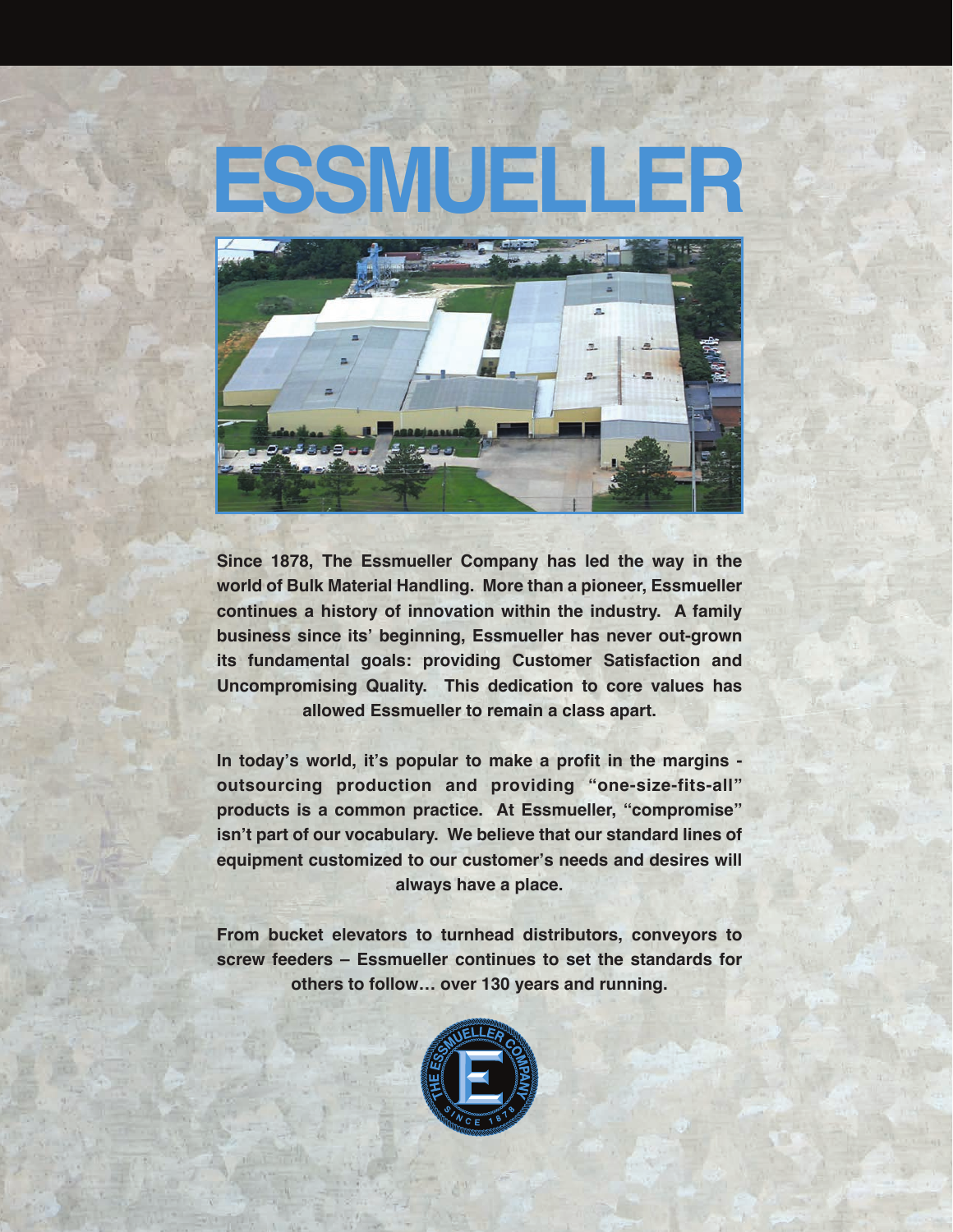# ESSMUELLER

**Since 1878, The Essmueller Company has led the way in the world of Bulk Material Handling. More than a pioneer, Essmueller continues a history of innovation within the industry. A family business since its' beginning, Essmueller has never out-grown its fundamental goals: providing Customer Satisfaction and Uncompromising Quality. This dedication to core values has allowed Essmueller to remain a class apart.**

**In today's world, it's popular to make a profit in the margins - outsourcing production and providing "one-size-fits-all" products is a common practice. At Essmueller, "compromise" isn't part of our vocabulary. We believe that our standard lines of equipment customized to our customer's needs and desires will always have a place.**

**From bucket elevators to turnhead distributors, conveyors to screw feeders – Essmueller continues to set the standards for others to follow… over 130 years and running.**

THE ESSMUELLER COMPANY
E
SINCE 1878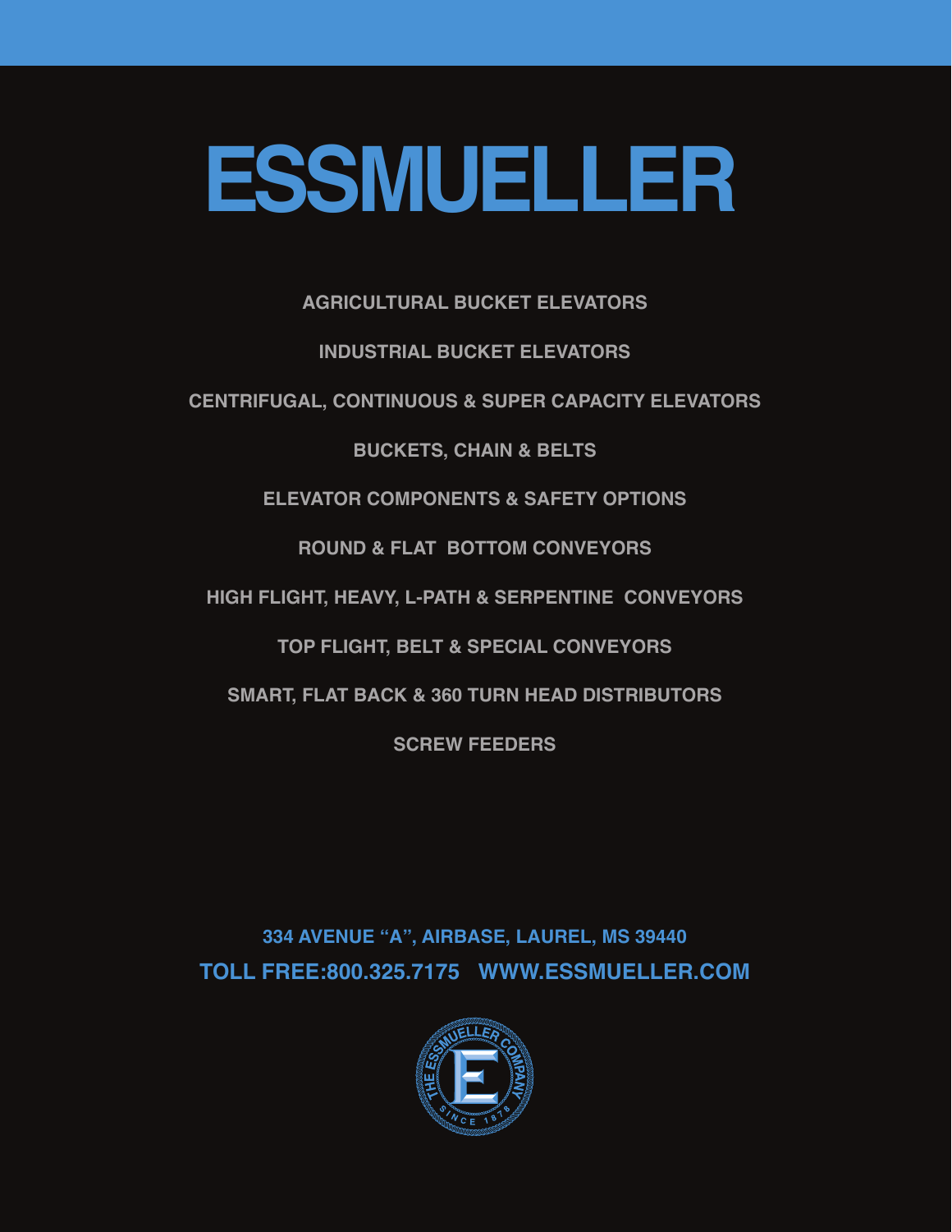# ESSMUELLER

AGRICULTURAL BUCKET ELEVATORS

INDUSTRIAL BUCKET ELEVATORS

CENTRIFUGAL, CONTINUOUS & SUPER CAPACITY ELEVATORS

BUCKETS, CHAIN & BELTS

ELEVATOR COMPONENTS & SAFETY OPTIONS

ROUND & FLAT BOTTOM CONVEYORS

HIGH FLIGHT, HEAVY, L-PATH & SERPENTINE CONVEYORS

TOP FLIGHT, BELT & SPECIAL CONVEYORS

SMART, FLAT BACK & 360 TURN HEAD DISTRIBUTORS

SCREW FEEDERS

334 AVENUE “A”, AIRBASE, LAUREL, MS 39440

TOLL FREE:800.325.7175 WWW.ESSMUELLER.COM

THE ESSMUELLER COMPANY
E
SINCE 1878